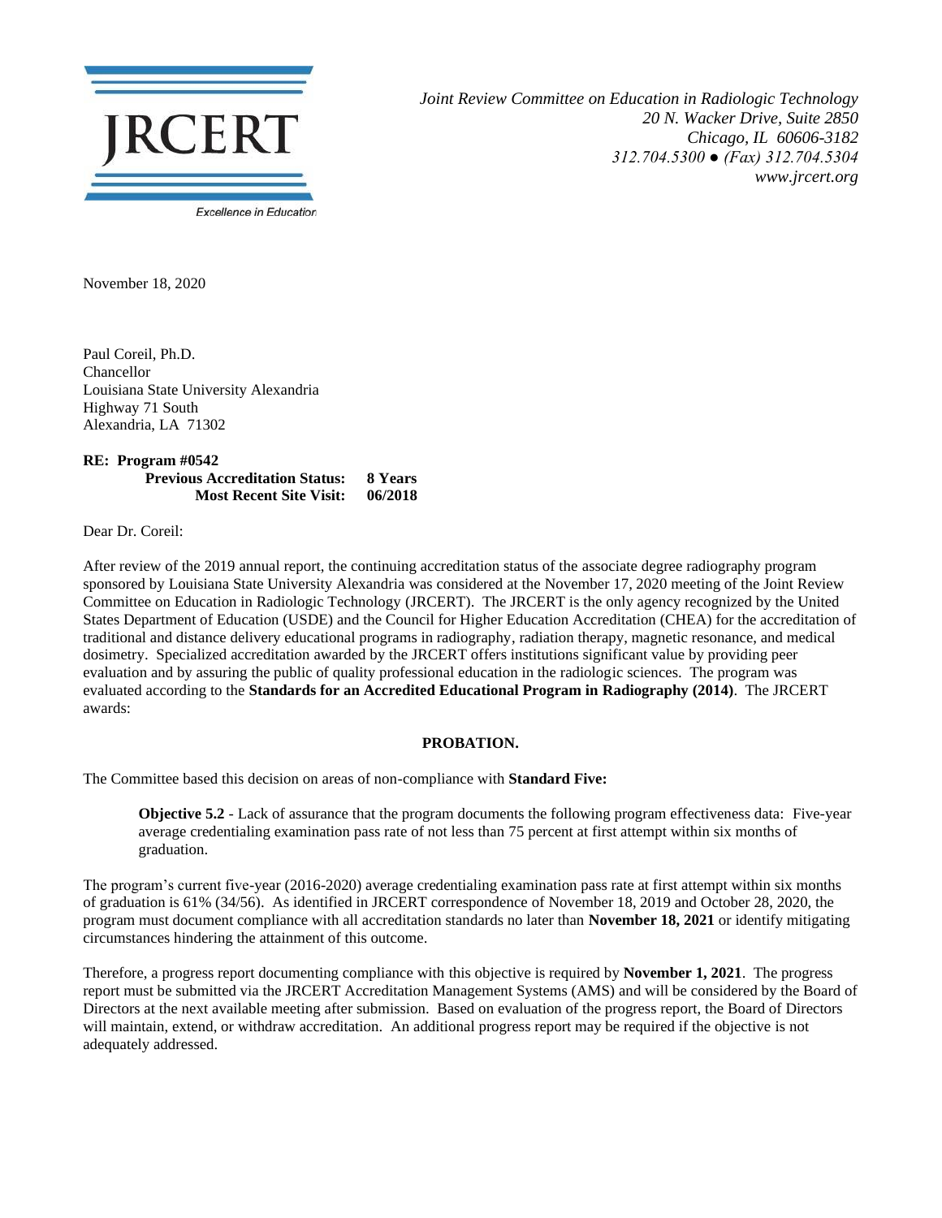JRCERT

Excellence in Education

*Joint Review Committee on Education in Radiologic Technology*
*20 N. Wacker Drive, Suite 2850*
*Chicago, IL 60606-3182*
*312.704.5300 ● (Fax) 312.704.5304*
*www.jrcert.org*

November 18, 2020

Paul Coreil, Ph.D.
Chancellor
Louisiana State University Alexandria
Highway 71 South
Alexandria, LA 71302

**RE: Program #0542**
**Previous Accreditation Status: 8 Years**
**Most Recent Site Visit: 06/2018**

Dear Dr. Coreil:

After review of the 2019 annual report, the continuing accreditation status of the associate degree radiography program sponsored by Louisiana State University Alexandria was considered at the November 17, 2020 meeting of the Joint Review Committee on Education in Radiologic Technology (JRCERT). The JRCERT is the only agency recognized by the United States Department of Education (USDE) and the Council for Higher Education Accreditation (CHEA) for the accreditation of traditional and distance delivery educational programs in radiography, radiation therapy, magnetic resonance, and medical dosimetry. Specialized accreditation awarded by the JRCERT offers institutions significant value by providing peer evaluation and by assuring the public of quality professional education in the radiologic sciences. The program was evaluated according to the **Standards for an Accredited Educational Program in Radiography (2014)**. The JRCERT awards:

**PROBATION.**

The Committee based this decision on areas of non-compliance with **Standard Five:**

> **Objective 5.2** - Lack of assurance that the program documents the following program effectiveness data: Five-year average credentialing examination pass rate of not less than 75 percent at first attempt within six months of graduation.

The program's current five-year (2016-2020) average credentialing examination pass rate at first attempt within six months of graduation is 61% (34/56). As identified in JRCERT correspondence of November 18, 2019 and October 28, 2020, the program must document compliance with all accreditation standards no later than **November 18, 2021** or identify mitigating circumstances hindering the attainment of this outcome.

Therefore, a progress report documenting compliance with this objective is required by **November 1, 2021**. The progress report must be submitted via the JRCERT Accreditation Management Systems (AMS) and will be considered by the Board of Directors at the next available meeting after submission. Based on evaluation of the progress report, the Board of Directors will maintain, extend, or withdraw accreditation. An additional progress report may be required if the objective is not adequately addressed.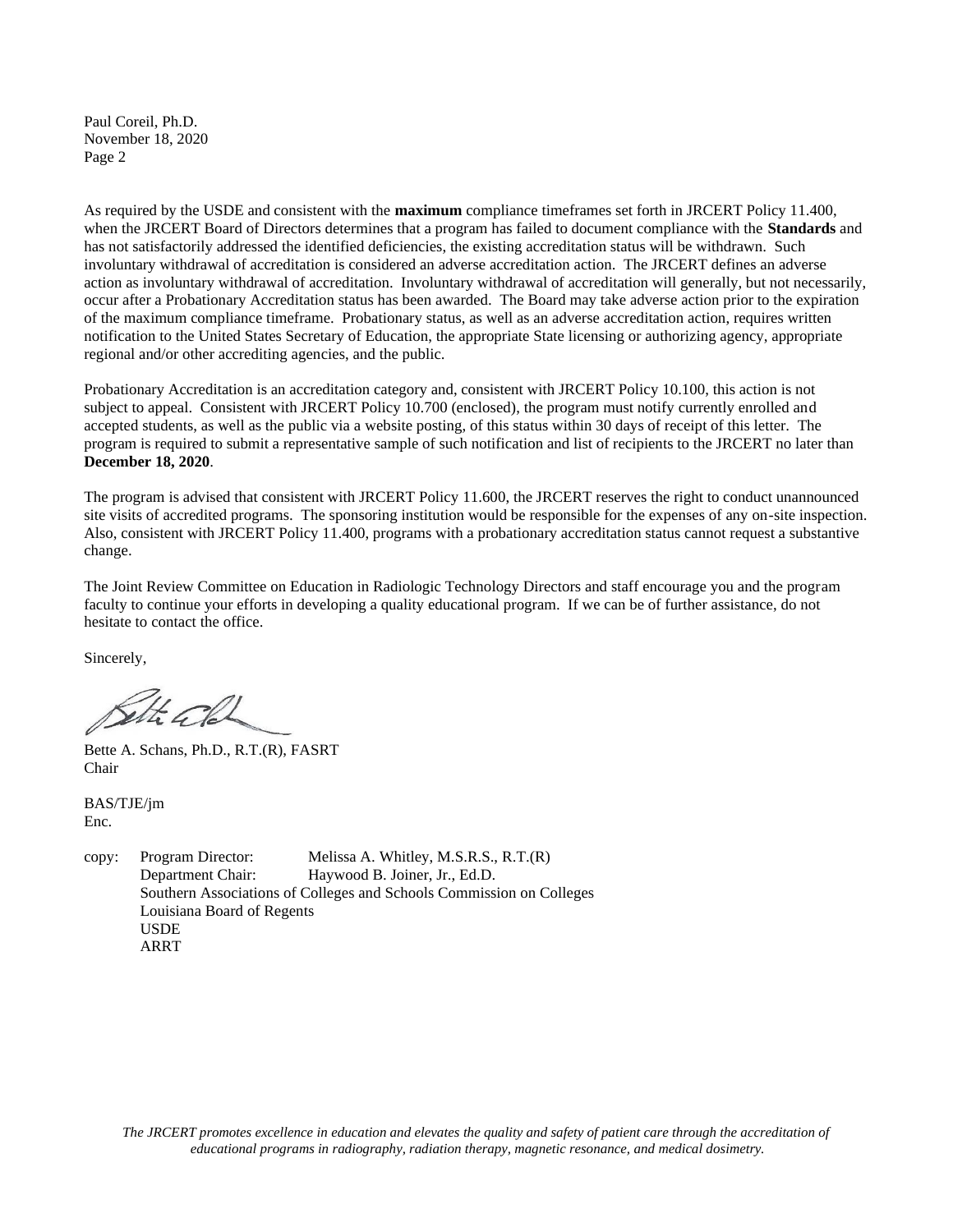Paul Coreil, Ph.D.
November 18, 2020
Page 2

As required by the USDE and consistent with the **maximum** compliance timeframes set forth in JRCERT Policy 11.400, when the JRCERT Board of Directors determines that a program has failed to document compliance with the **Standards** and has not satisfactorily addressed the identified deficiencies, the existing accreditation status will be withdrawn. Such involuntary withdrawal of accreditation is considered an adverse accreditation action. The JRCERT defines an adverse action as involuntary withdrawal of accreditation. Involuntary withdrawal of accreditation will generally, but not necessarily, occur after a Probationary Accreditation status has been awarded. The Board may take adverse action prior to the expiration of the maximum compliance timeframe. Probationary status, as well as an adverse accreditation action, requires written notification to the United States Secretary of Education, the appropriate State licensing or authorizing agency, appropriate regional and/or other accrediting agencies, and the public.

Probationary Accreditation is an accreditation category and, consistent with JRCERT Policy 10.100, this action is not subject to appeal. Consistent with JRCERT Policy 10.700 (enclosed), the program must notify currently enrolled and accepted students, as well as the public via a website posting, of this status within 30 days of receipt of this letter. The program is required to submit a representative sample of such notification and list of recipients to the JRCERT no later than **December 18, 2020**.

The program is advised that consistent with JRCERT Policy 11.600, the JRCERT reserves the right to conduct unannounced site visits of accredited programs. The sponsoring institution would be responsible for the expenses of any on-site inspection. Also, consistent with JRCERT Policy 11.400, programs with a probationary accreditation status cannot request a substantive change.

The Joint Review Committee on Education in Radiologic Technology Directors and staff encourage you and the program faculty to continue your efforts in developing a quality educational program. If we can be of further assistance, do not hesitate to contact the office.

Sincerely,

Bette A. Schans, Ph.D., R.T.(R), FASRT
Chair

BAS/TJE/jm
Enc.

copy: Program Director: Melissa A. Whitley, M.S.R.S., R.T.(R)
Department Chair: Haywood B. Joiner, Jr., Ed.D.
Southern Associations of Colleges and Schools Commission on Colleges
Louisiana Board of Regents
USDE
ARRT

*The JRCERT promotes excellence in education and elevates the quality and safety of patient care through the accreditation of educational programs in radiography, radiation therapy, magnetic resonance, and medical dosimetry.*